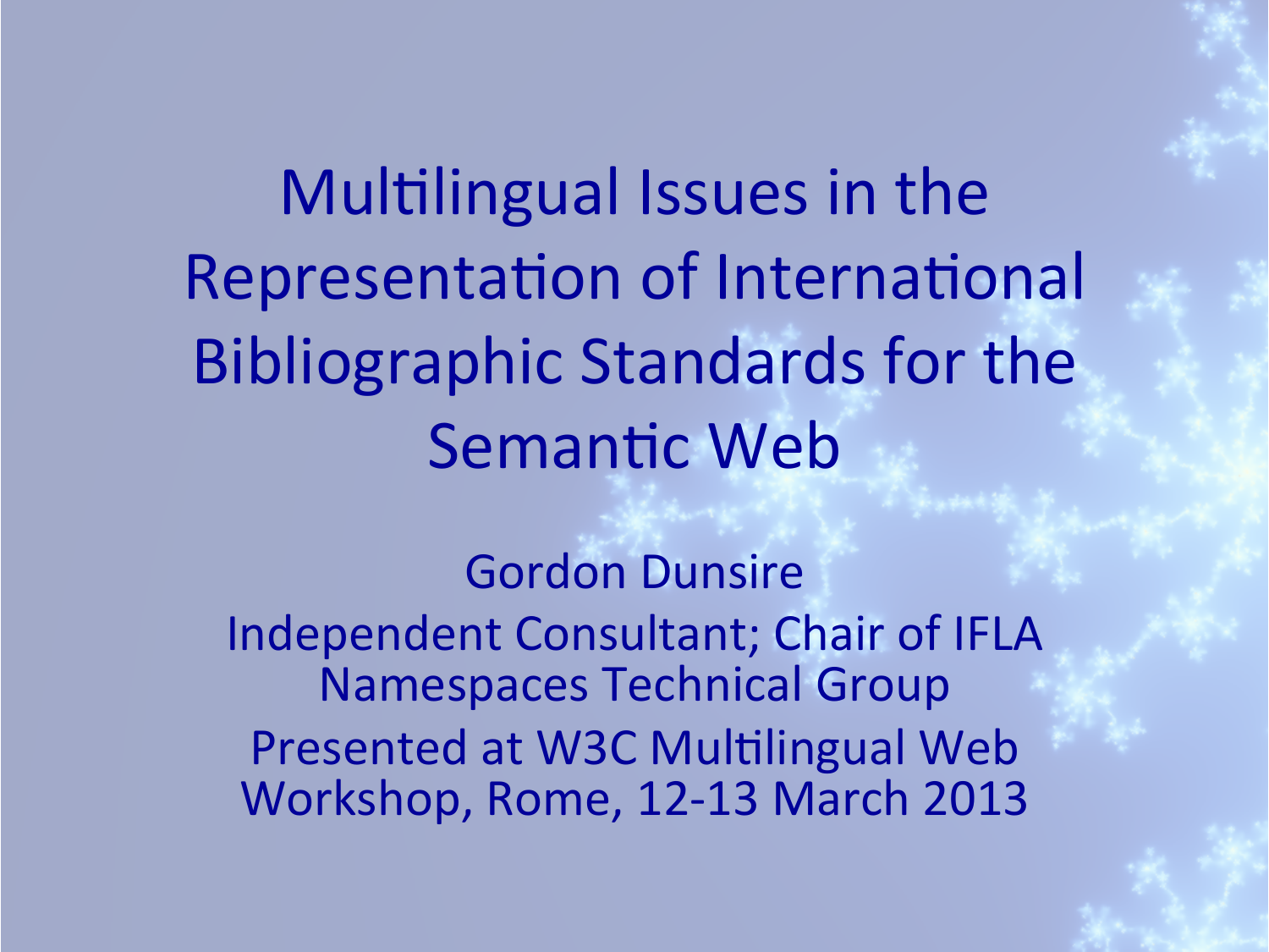# Multilingual Issues in the Representation of International Bibliographic Standards for the Semantic Web

Gordon Dunsire

Independent Consultant; Chair of IFLA Namespaces Technical Group

Presented at W3C Multilingual Web Workshop, Rome, 12-13 March 2013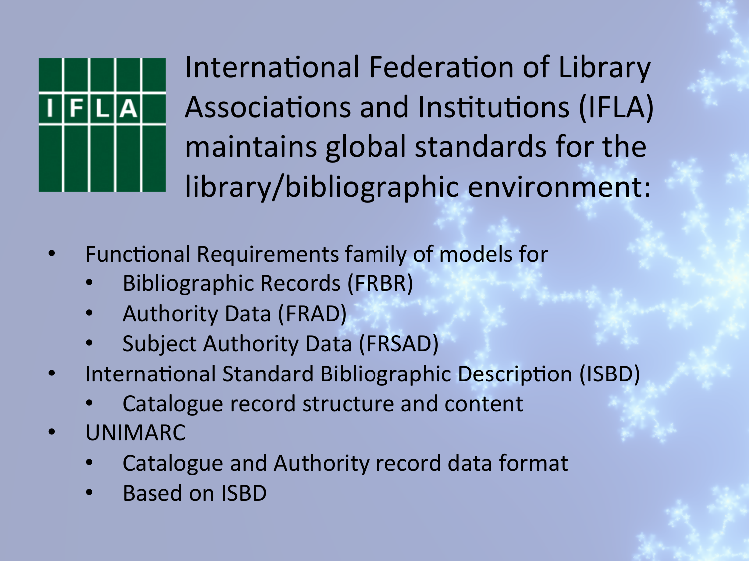International Federation of Library Associations and Institutions (IFLA) maintains global standards for the library/bibliographic environment:

- Functional Requirements family of models for
  - Bibliographic Records (FRBR)
  - Authority Data (FRAD)
  - Subject Authority Data (FRSAD)
- International Standard Bibliographic Description (ISBD)
  - Catalogue record structure and content
- UNIMARC
  - Catalogue and Authority record data format
  - Based on ISBD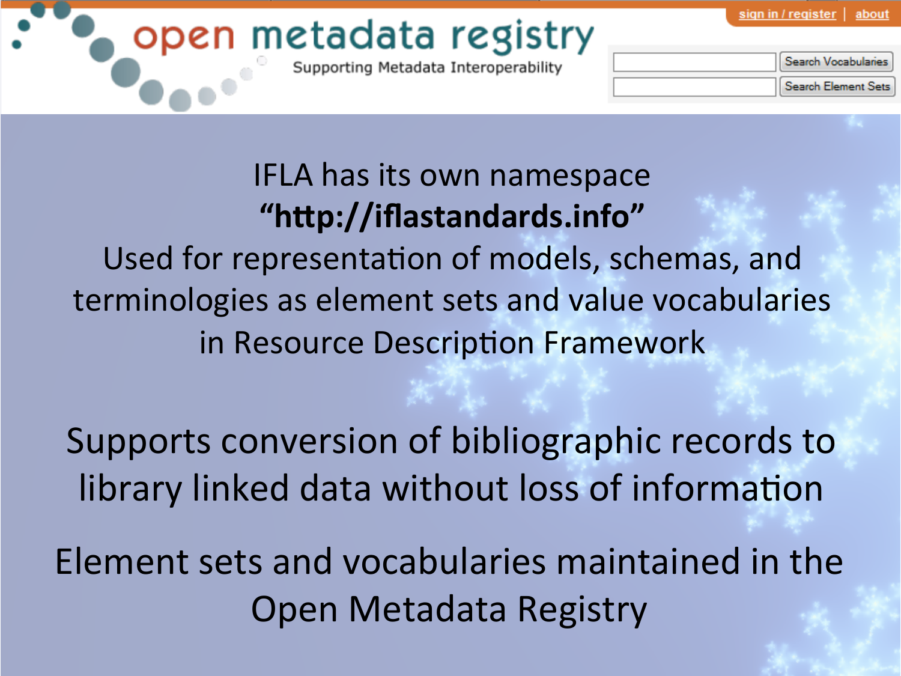open metadata registry

Supporting Metadata Interoperability

sign in / register | about

Search Vocabularies

Search Element Sets

IFLA has its own namespace
**"http://iflastandards.info"**
Used for representation of models, schemas, and terminologies as element sets and value vocabularies in Resource Description Framework

Supports conversion of bibliographic records to library linked data without loss of information

Element sets and vocabularies maintained in the Open Metadata Registry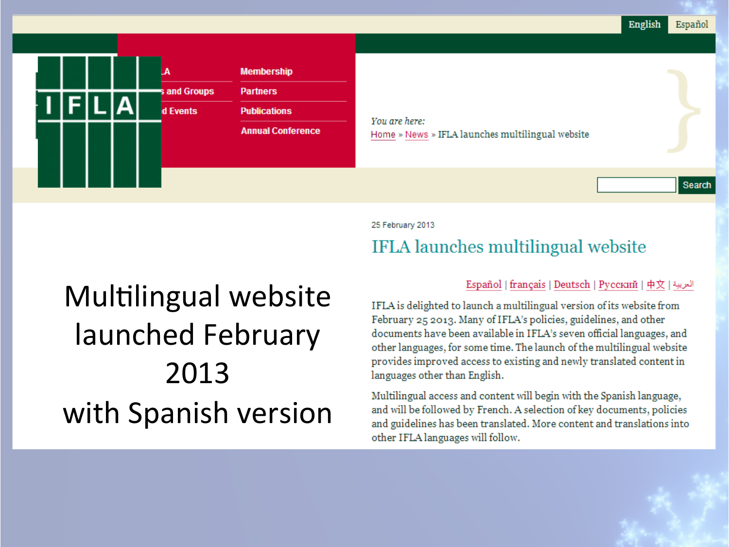English | Español

Membership
Partners
Publications
Annual Conference

*You are here:*
Home » News » IFLA launches multilingual website

Search

25 February 2013

## IFLA launches multilingual website

Español | français | Deutsch | Русский | 中文 | العربية

IFLA is delighted to launch a multilingual version of its website from February 25 2013. Many of IFLA's policies, guidelines, and other documents have been available in IFLA's seven official languages, and other languages, for some time. The launch of the multilingual website provides improved access to existing and newly translated content in languages other than English.

Multilingual access and content will begin with the Spanish language, and will be followed by French. A selection of key documents, policies and guidelines has been translated. More content and translations into other IFLA languages will follow.

# Multilingual website launched February 2013 with Spanish version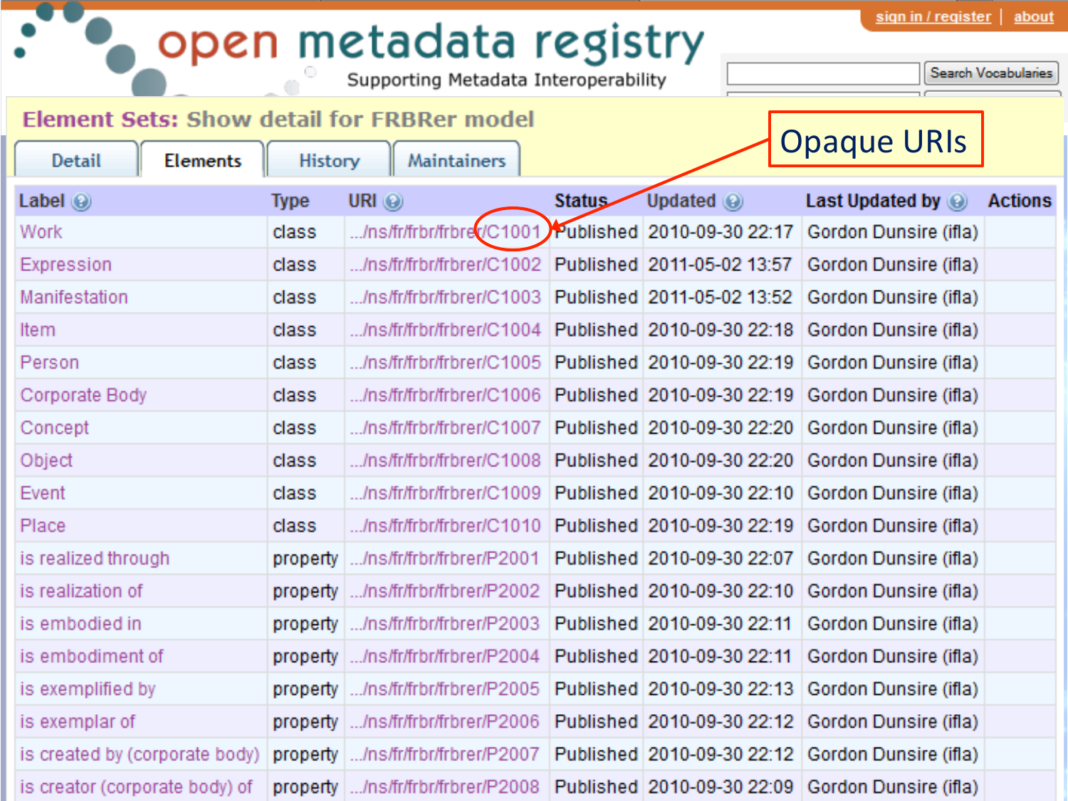open metadata registry

Supporting Metadata Interoperability

sign in / register | about

Search Vocabularies

## Element Sets: Show detail for FRBRer model

Detail | Elements | History | Maintainers

Opaque URIs

| Label | Type | URI | Status | Updated | Last Updated by | Actions |
|---|---|---|---|---|---|---|
| Work | class | .../ns/fr/frbr/frbrer/C1001 | Published | 2010-09-30 22:17 | Gordon Dunsire (ifla) | |
| Expression | class | .../ns/fr/frbr/frbrer/C1002 | Published | 2011-05-02 13:57 | Gordon Dunsire (ifla) | |
| Manifestation | class | .../ns/fr/frbr/frbrer/C1003 | Published | 2011-05-02 13:52 | Gordon Dunsire (ifla) | |
| Item | class | .../ns/fr/frbr/frbrer/C1004 | Published | 2010-09-30 22:18 | Gordon Dunsire (ifla) | |
| Person | class | .../ns/fr/frbr/frbrer/C1005 | Published | 2010-09-30 22:19 | Gordon Dunsire (ifla) | |
| Corporate Body | class | .../ns/fr/frbr/frbrer/C1006 | Published | 2010-09-30 22:19 | Gordon Dunsire (ifla) | |
| Concept | class | .../ns/fr/frbr/frbrer/C1007 | Published | 2010-09-30 22:20 | Gordon Dunsire (ifla) | |
| Object | class | .../ns/fr/frbr/frbrer/C1008 | Published | 2010-09-30 22:20 | Gordon Dunsire (ifla) | |
| Event | class | .../ns/fr/frbr/frbrer/C1009 | Published | 2010-09-30 22:10 | Gordon Dunsire (ifla) | |
| Place | class | .../ns/fr/frbr/frbrer/C1010 | Published | 2010-09-30 22:19 | Gordon Dunsire (ifla) | |
| is realized through | property | .../ns/fr/frbr/frbrer/P2001 | Published | 2010-09-30 22:07 | Gordon Dunsire (ifla) | |
| is realization of | property | .../ns/fr/frbr/frbrer/P2002 | Published | 2010-09-30 22:10 | Gordon Dunsire (ifla) | |
| is embodied in | property | .../ns/fr/frbr/frbrer/P2003 | Published | 2010-09-30 22:11 | Gordon Dunsire (ifla) | |
| is embodiment of | property | .../ns/fr/frbr/frbrer/P2004 | Published | 2010-09-30 22:11 | Gordon Dunsire (ifla) | |
| is exemplified by | property | .../ns/fr/frbr/frbrer/P2005 | Published | 2010-09-30 22:13 | Gordon Dunsire (ifla) | |
| is exemplar of | property | .../ns/fr/frbr/frbrer/P2006 | Published | 2010-09-30 22:12 | Gordon Dunsire (ifla) | |
| is created by (corporate body) | property | .../ns/fr/frbr/frbrer/P2007 | Published | 2010-09-30 22:12 | Gordon Dunsire (ifla) | |
| is creator (corporate body) of | property | .../ns/fr/frbr/frbrer/P2008 | Published | 2010-09-30 22:09 | Gordon Dunsire (ifla) | |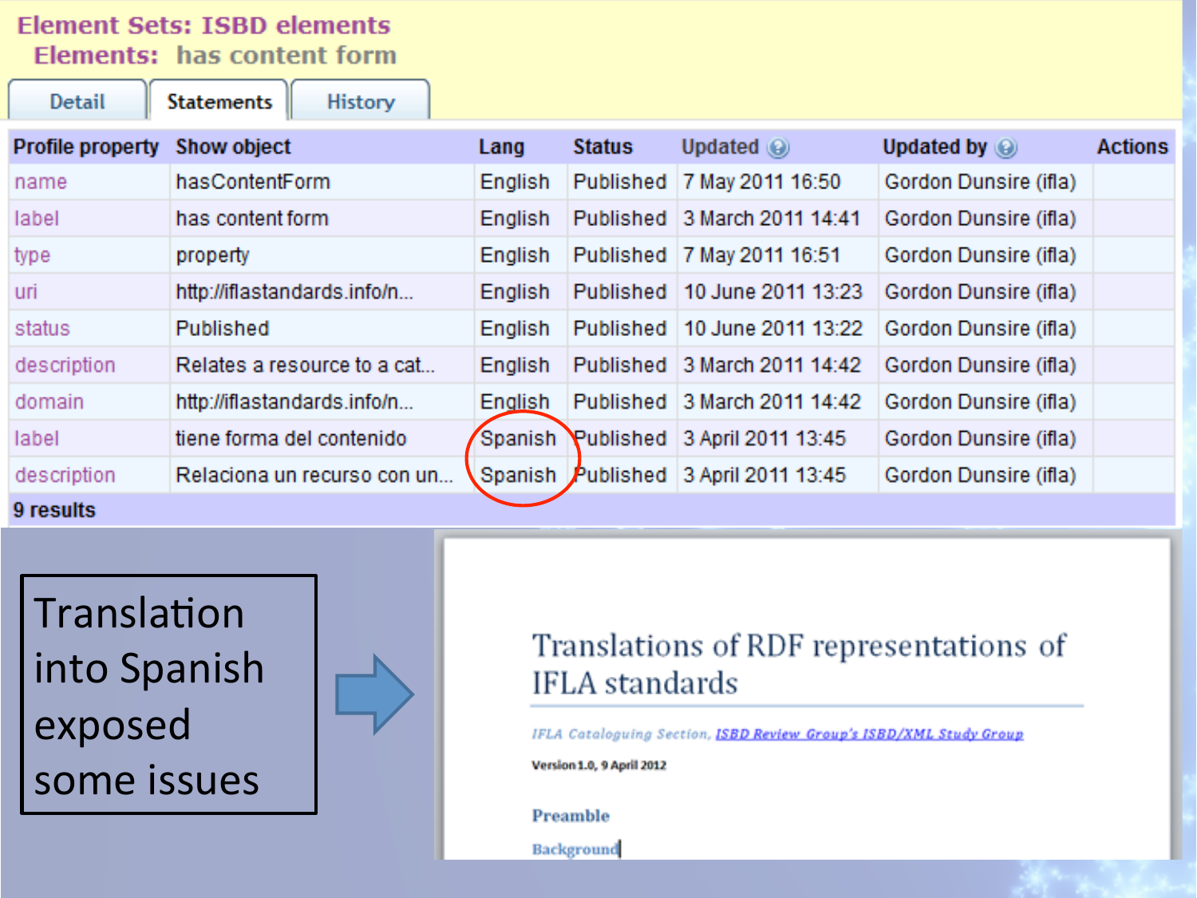**Element Sets: ISBD elements**
**Elements: has content form**

Detail | Statements | History

| Profile property | Show object | Lang | Status | Updated | Updated by | Actions |
|---|---|---|---|---|---|---|
| name | hasContentForm | English | Published | 7 May 2011 16:50 | Gordon Dunsire (ifla) | |
| label | has content form | English | Published | 3 March 2011 14:41 | Gordon Dunsire (ifla) | |
| type | property | English | Published | 7 May 2011 16:51 | Gordon Dunsire (ifla) | |
| uri | http://iflastandards.info/n... | English | Published | 10 June 2011 13:23 | Gordon Dunsire (ifla) | |
| status | Published | English | Published | 10 June 2011 13:22 | Gordon Dunsire (ifla) | |
| description | Relates a resource to a cat... | English | Published | 3 March 2011 14:42 | Gordon Dunsire (ifla) | |
| domain | http://iflastandards.info/n... | English | Published | 3 March 2011 14:42 | Gordon Dunsire (ifla) | |
| label | tiene forma del contenido | Spanish | Published | 3 April 2011 13:45 | Gordon Dunsire (ifla) | |
| description | Relaciona un recurso con un... | Spanish | Published | 3 April 2011 13:45 | Gordon Dunsire (ifla) | |

**9 results**

Translation into Spanish exposed some issues

# Translations of RDF representations of IFLA standards

*IFLA Cataloguing Section, ISBD Review Group's ISBD/XML Study Group*

**Version 1.0, 9 April 2012**

**Preamble**

**Background**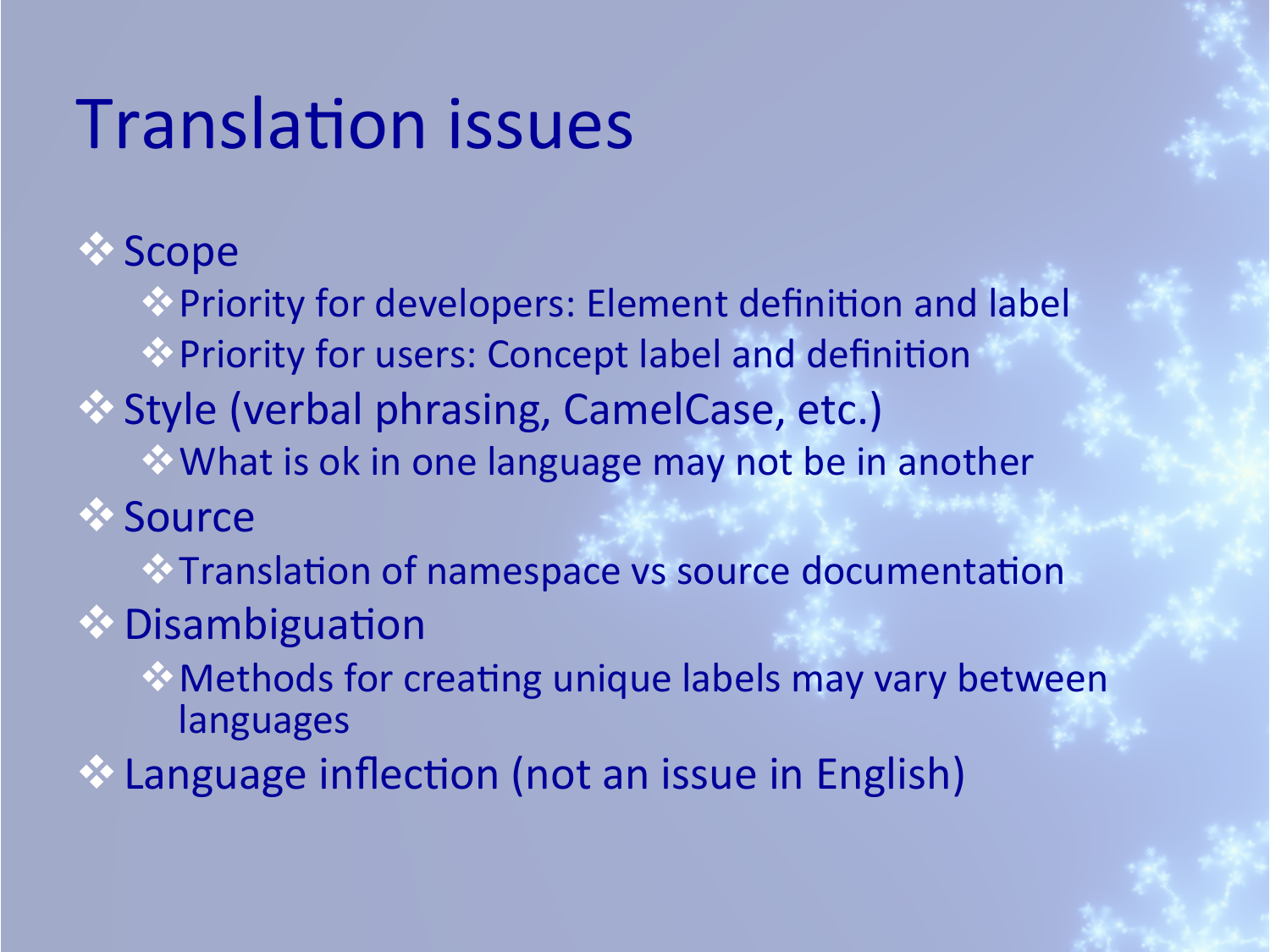# Translation issues

- Scope
  - Priority for developers: Element definition and label
  - Priority for users: Concept label and definition
- Style (verbal phrasing, CamelCase, etc.)
  - What is ok in one language may not be in another
- Source
  - Translation of namespace vs source documentation
- Disambiguation
  - Methods for creating unique labels may vary between languages
- Language inflection (not an issue in English)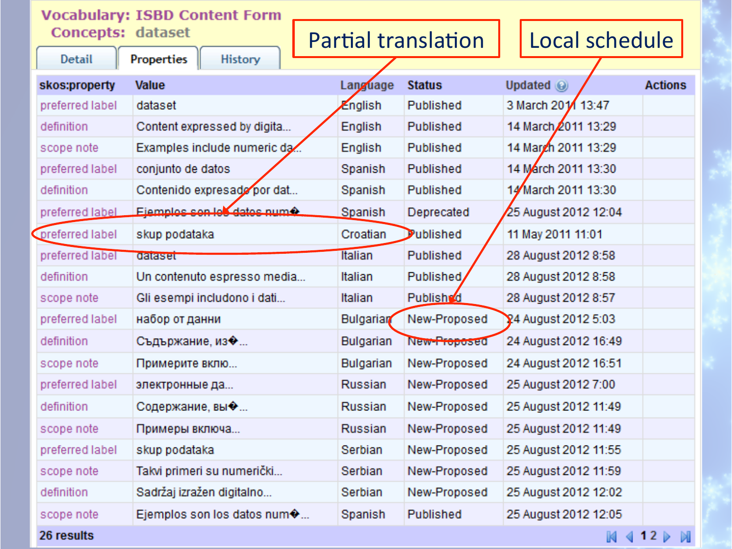**Vocabulary: ISBD Content Form**
**Concepts: dataset**

Detail | Properties | History

Partial translation

Local schedule

| skos:property | Value | Language | Status | Updated | Actions |
|---|---|---|---|---|---|
| preferred label | dataset | English | Published | 3 March 2011 13:47 | |
| definition | Content expressed by digita... | English | Published | 14 March 2011 13:29 | |
| scope note | Examples include numeric da... | English | Published | 14 March 2011 13:29 | |
| preferred label | conjunto de datos | Spanish | Published | 14 March 2011 13:30 | |
| definition | Contenido expresado por dat... | Spanish | Published | 14 March 2011 13:30 | |
| preferred label | Ejemplos son los datos num� | Spanish | Deprecated | 25 August 2012 12:04 | |
| preferred label | skup podataka | Croatian | Published | 11 May 2011 11:01 | |
| preferred label | dataset | Italian | Published | 28 August 2012 8:58 | |
| definition | Un contenuto espresso media... | Italian | Published | 28 August 2012 8:58 | |
| scope note | Gli esempi includono i dati... | Italian | Published | 28 August 2012 8:57 | |
| preferred label | набор от данни | Bulgarian | New-Proposed | 24 August 2012 5:03 | |
| definition | Съдържание, из�... | Bulgarian | New-Proposed | 24 August 2012 16:49 | |
| scope note | Примерите вклю... | Bulgarian | New-Proposed | 24 August 2012 16:51 | |
| preferred label | электронные да... | Russian | New-Proposed | 25 August 2012 7:00 | |
| definition | Содержание, вы�... | Russian | New-Proposed | 25 August 2012 11:49 | |
| scope note | Примеры включа... | Russian | New-Proposed | 25 August 2012 11:49 | |
| preferred label | skup podataka | Serbian | New-Proposed | 25 August 2012 11:55 | |
| scope note | Takvi primeri su numerički... | Serbian | New-Proposed | 25 August 2012 11:59 | |
| definition | Sadržaj izražen digitalno... | Serbian | New-Proposed | 25 August 2012 12:02 | |
| scope note | Ejemplos son los datos num�... | Spanish | Published | 25 August 2012 12:05 | |

**26 results** 1 2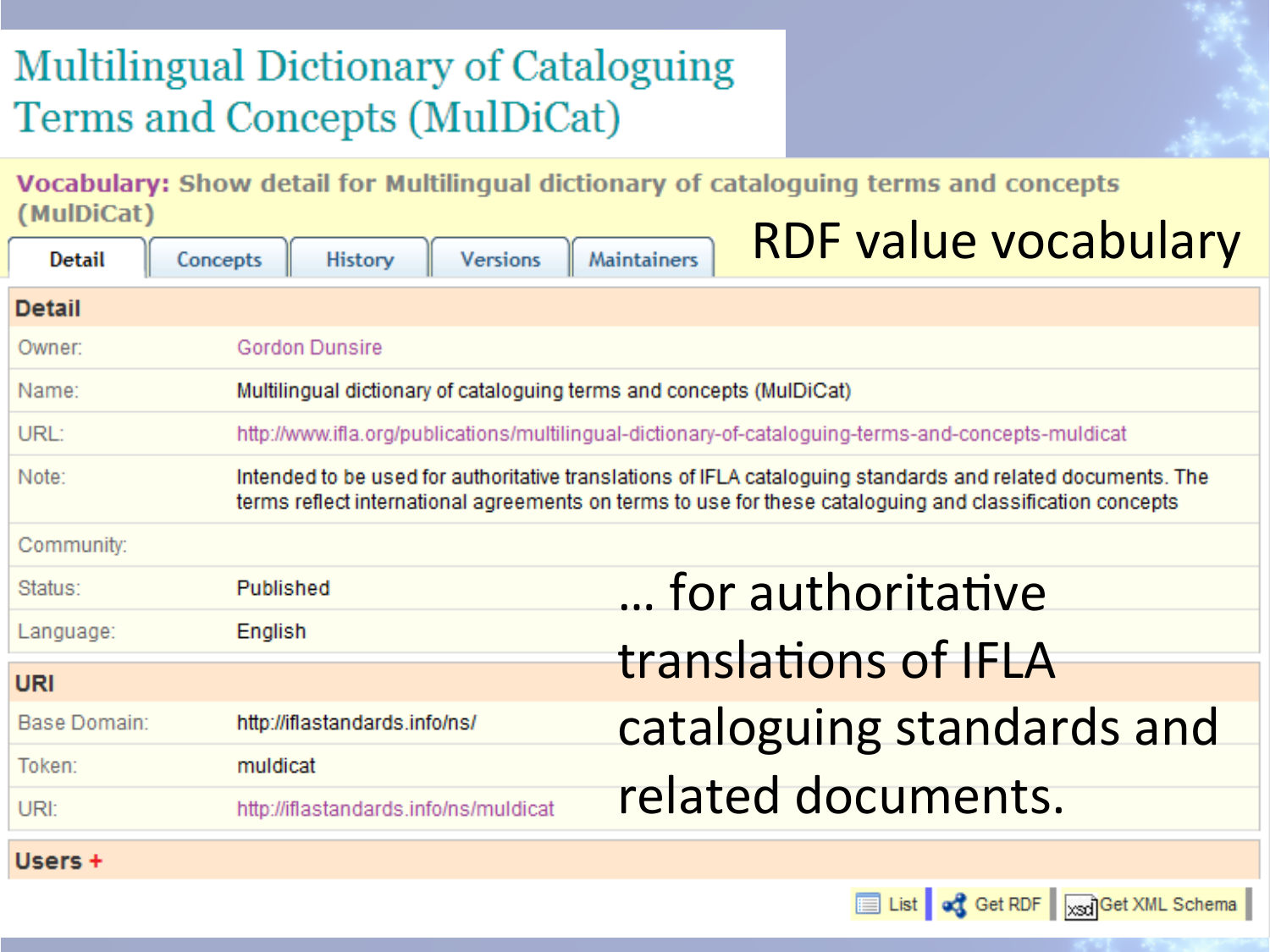# Multilingual Dictionary of Cataloguing Terms and Concepts (MulDiCat)

**Vocabulary:** Show detail for Multilingual dictionary of cataloguing terms and concepts (MulDiCat)

RDF value vocabulary

Detail | Concepts | History | Versions | Maintainers

## Detail

| | |
|---|---|
| Owner: | Gordon Dunsire |
| Name: | Multilingual dictionary of cataloguing terms and concepts (MulDiCat) |
| URL: | http://www.ifla.org/publications/multilingual-dictionary-of-cataloguing-terms-and-concepts-muldicat |
| Note: | Intended to be used for authoritative translations of IFLA cataloguing standards and related documents. The terms reflect international agreements on terms to use for these cataloguing and classification concepts |
| Community: | |
| Status: | Published |
| Language: | English |

## URI

| | |
|---|---|
| Base Domain: | http://iflastandards.info/ns/ |
| Token: | muldicat |
| URI: | http://iflastandards.info/ns/muldicat |

## Users +

List | Get RDF | Get XML Schema

… for authoritative translations of IFLA cataloguing standards and related documents.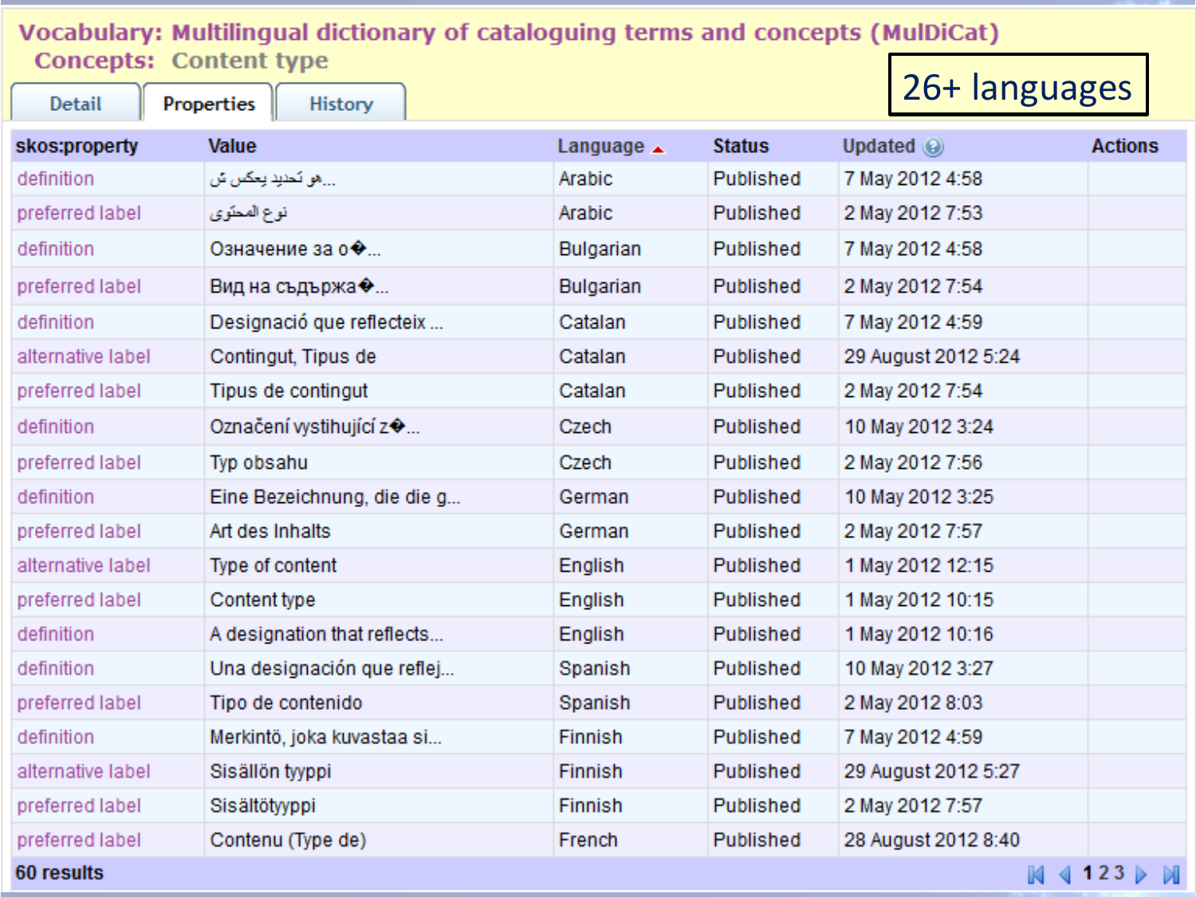# Vocabulary: Multilingual dictionary of cataloguing terms and concepts (MulDiCat)

## Concepts: Content type

**26+ languages**

Detail | Properties | History

| skos:property | Value | Language | Status | Updated | Actions |
|---|---|---|---|---|---|
| definition | هو تحديد يعكس ش... | Arabic | Published | 7 May 2012 4:58 | |
| preferred label | نوع المحتوى | Arabic | Published | 2 May 2012 7:53 | |
| definition | Означение за о�... | Bulgarian | Published | 7 May 2012 4:58 | |
| preferred label | Вид на съдържа�... | Bulgarian | Published | 2 May 2012 7:54 | |
| definition | Designació que reflecteix ... | Catalan | Published | 7 May 2012 4:59 | |
| alternative label | Contingut, Tipus de | Catalan | Published | 29 August 2012 5:24 | |
| preferred label | Tipus de contingut | Catalan | Published | 2 May 2012 7:54 | |
| definition | Označení vystihující z�... | Czech | Published | 10 May 2012 3:24 | |
| preferred label | Typ obsahu | Czech | Published | 2 May 2012 7:56 | |
| definition | Eine Bezeichnung, die die g... | German | Published | 10 May 2012 3:25 | |
| preferred label | Art des Inhalts | German | Published | 2 May 2012 7:57 | |
| alternative label | Type of content | English | Published | 1 May 2012 12:15 | |
| preferred label | Content type | English | Published | 1 May 2012 10:15 | |
| definition | A designation that reflects... | English | Published | 1 May 2012 10:16 | |
| definition | Una designación que reflej... | Spanish | Published | 10 May 2012 3:27 | |
| preferred label | Tipo de contenido | Spanish | Published | 2 May 2012 8:03 | |
| definition | Merkintö, joka kuvastaa si... | Finnish | Published | 7 May 2012 4:59 | |
| alternative label | Sisällön tyyppi | Finnish | Published | 29 August 2012 5:27 | |
| preferred label | Sisältötyyppi | Finnish | Published | 2 May 2012 7:57 | |
| preferred label | Contenu (Type de) | French | Published | 28 August 2012 8:40 | |

60 results

1 2 3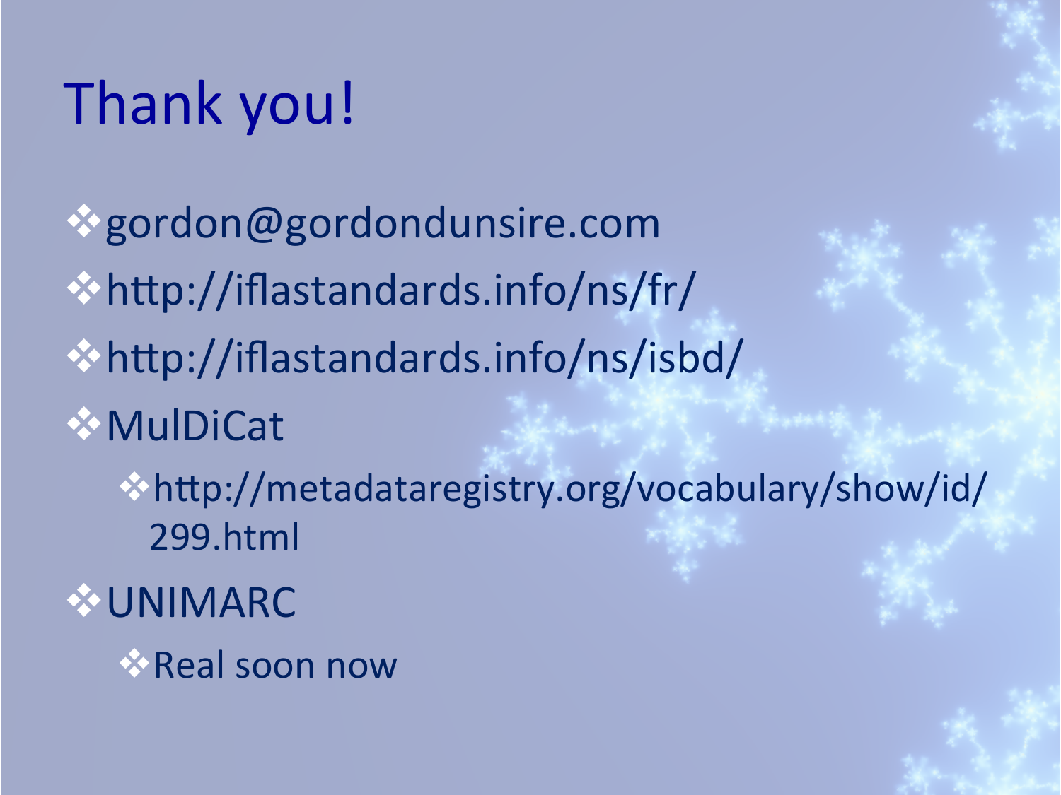# Thank you!

- gordon@gordondunsire.com
- http://iflastandards.info/ns/fr/
- http://iflastandards.info/ns/isbd/
- MulDiCat
  - http://metadataregistry.org/vocabulary/show/id/299.html
- UNIMARC
  - Real soon now